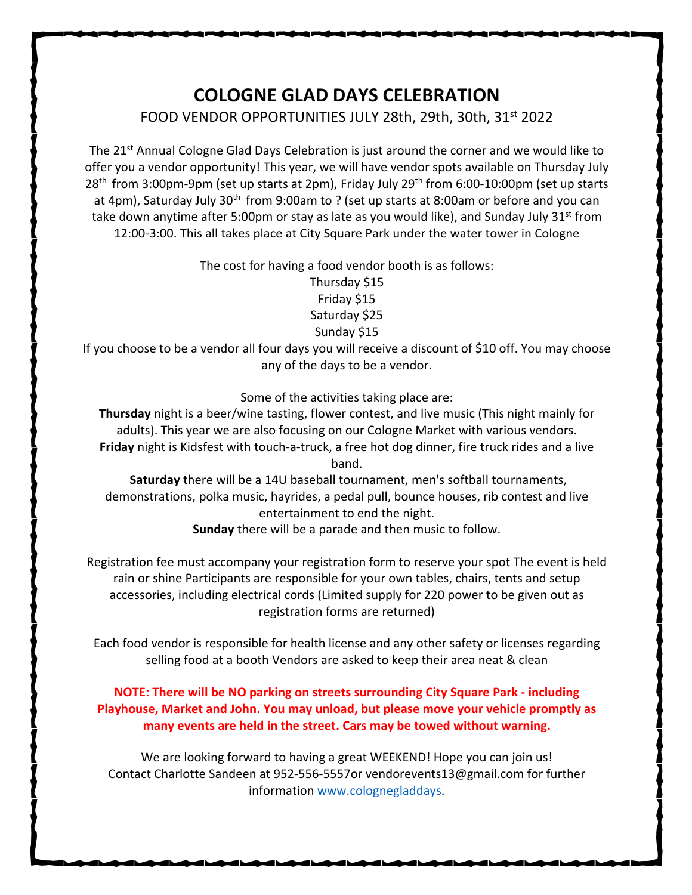# COLOGNE GLAD DAYS CELEBRATION

FOOD VENDOR OPPORTUNITIES JULY 28th, 29th, 30th, 31st 2022

The 21st Annual Cologne Glad Days Celebration is just around the corner and we would like to offer you a vendor opportunity! This year, we will have vendor spots available on Thursday July 28th from 3:00pm-9pm (set up starts at 2pm), Friday July 29th from 6:00-10:00pm (set up starts at 4pm), Saturday July 30th from 9:00am to ? (set up starts at 8:00am or before and you can take down anytime after 5:00pm or stay as late as you would like), and Sunday July 31st from 12:00-3:00. This all takes place at City Square Park under the water tower in Cologne

The cost for having a food vendor booth is as follows:
Thursday $15
Friday $15
Saturday $25
Sunday $15

If you choose to be a vendor all four days you will receive a discount of $10 off. You may choose any of the days to be a vendor.

Some of the activities taking place are:

**Thursday** night is a beer/wine tasting, flower contest, and live music (This night mainly for adults). This year we are also focusing on our Cologne Market with various vendors.

**Friday** night is Kidsfest with touch-a-truck, a free hot dog dinner, fire truck rides and a live band.

**Saturday** there will be a 14U baseball tournament, men's softball tournaments, demonstrations, polka music, hayrides, a pedal pull, bounce houses, rib contest and live entertainment to end the night.

**Sunday** there will be a parade and then music to follow.

Registration fee must accompany your registration form to reserve your spot The event is held rain or shine Participants are responsible for your own tables, chairs, tents and setup accessories, including electrical cords (Limited supply for 220 power to be given out as registration forms are returned)

Each food vendor is responsible for health license and any other safety or licenses regarding selling food at a booth Vendors are asked to keep their area neat & clean

**NOTE: There will be NO parking on streets surrounding City Square Park - including Playhouse, Market and John. You may unload, but please move your vehicle promptly as many events are held in the street. Cars may be towed without warning.**

We are looking forward to having a great WEEKEND! Hope you can join us!
Contact Charlotte Sandeen at 952-556-5557or vendorevents13@gmail.com for further information www.colognegladdays.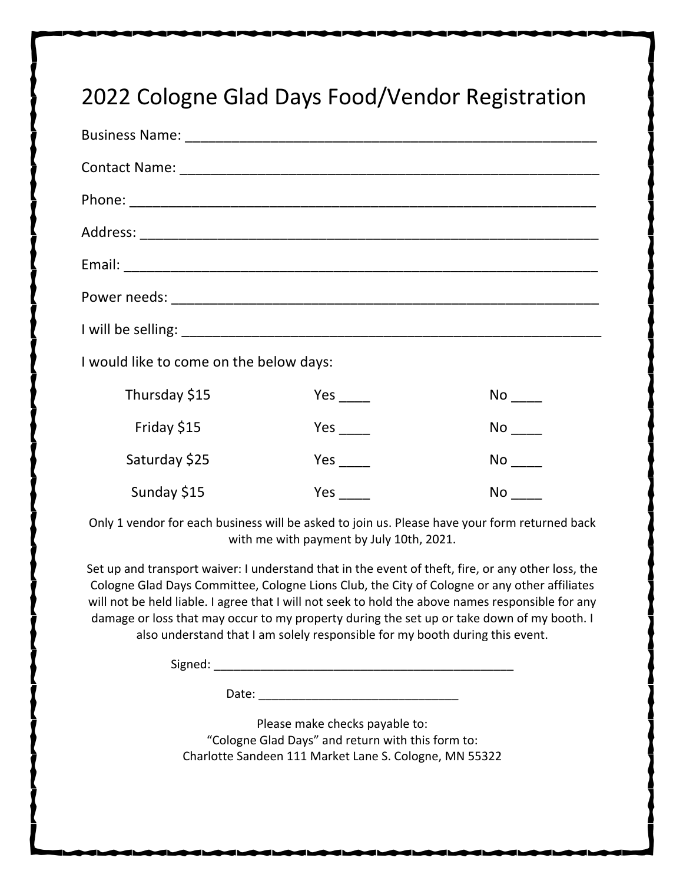# 2022 Cologne Glad Days Food/Vendor Registration

Business Name: ______________________________________________________

Contact Name: _______________________________________________________

Phone: _____________________________________________________________

Address: ___________________________________________________________

Email: _____________________________________________________________

Power needs: ________________________________________________________

I will be selling: _____________________________________________________

I would like to come on the below days:

| | | |
|---|---|---|
| Thursday $15 | Yes ____ | No ____ |
| Friday $15 | Yes ____ | No ____ |
| Saturday $25 | Yes ____ | No ____ |
| Sunday $15 | Yes ____ | No ____ |

Only 1 vendor for each business will be asked to join us. Please have your form returned back with me with payment by July 10th, 2021.

Set up and transport waiver: I understand that in the event of theft, fire, or any other loss, the Cologne Glad Days Committee, Cologne Lions Club, the City of Cologne or any other affiliates will not be held liable. I agree that I will not seek to hold the above names responsible for any damage or loss that may occur to my property during the set up or take down of my booth. I also understand that I am solely responsible for my booth during this event.

Signed: ____________________________________________

Date: ___________________________

Please make checks payable to:
"Cologne Glad Days" and return with this form to:
Charlotte Sandeen 111 Market Lane S. Cologne, MN 55322